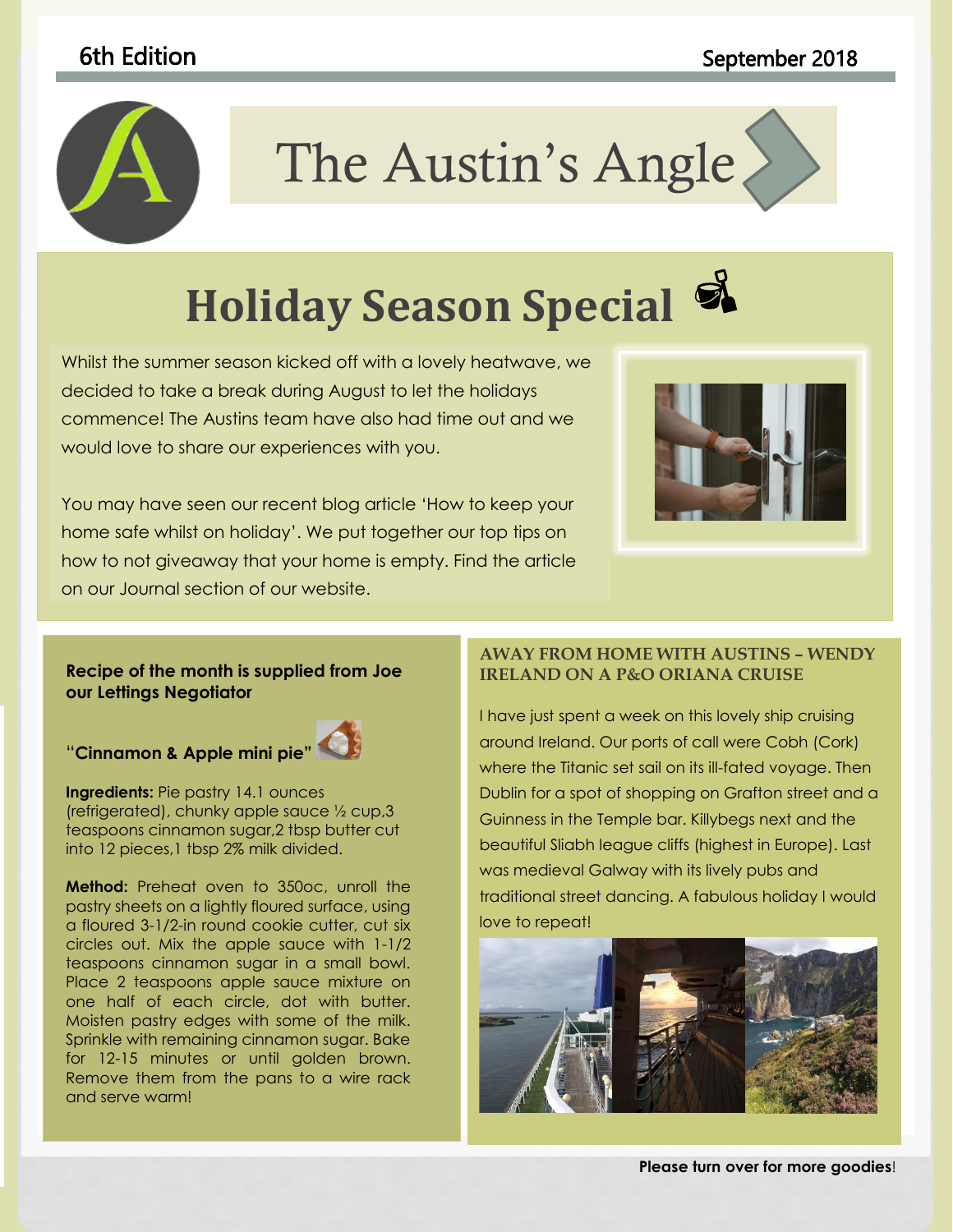6th Edition

September 2018

# The Austin's Angle

## Holiday Season Special

Whilst the summer season kicked off with a lovely heatwave, we decided to take a break during August to let the holidays commence! The Austins team have also had time out and we would love to share our experiences with you.

You may have seen our recent blog article 'How to keep your home safe whilst on holiday'. We put together our top tips on how to not giveaway that your home is empty. Find the article on our Journal section of our website.

**Recipe of the month is supplied from Joe our Lettings Negotiator**

"**Cinnamon & Apple mini pie**"

**Ingredients:** Pie pastry 14.1 ounces (refrigerated), chunky apple sauce ½ cup,3 teaspoons cinnamon sugar,2 tbsp butter cut into 12 pieces,1 tbsp 2% milk divided.

**Method:** Preheat oven to 350oc, unroll the pastry sheets on a lightly floured surface, using a floured 3-1/2-in round cookie cutter, cut six circles out. Mix the apple sauce with 1-1/2 teaspoons cinnamon sugar in a small bowl. Place 2 teaspoons apple sauce mixture on one half of each circle, dot with butter. Moisten pastry edges with some of the milk. Sprinkle with remaining cinnamon sugar. Bake for 12-15 minutes or until golden brown. Remove them from the pans to a wire rack and serve warm!

### AWAY FROM HOME WITH AUSTINS – WENDY IRELAND ON A P&O ORIANA CRUISE

I have just spent a week on this lovely ship cruising around Ireland. Our ports of call were Cobh (Cork) where the Titanic set sail on its ill-fated voyage. Then Dublin for a spot of shopping on Grafton street and a Guinness in the Temple bar. Killybegs next and the beautiful Sliabh league cliffs (highest in Europe). Last was medieval Galway with its lively pubs and traditional street dancing. A fabulous holiday I would love to repeat!

**Please turn over for more goodies**!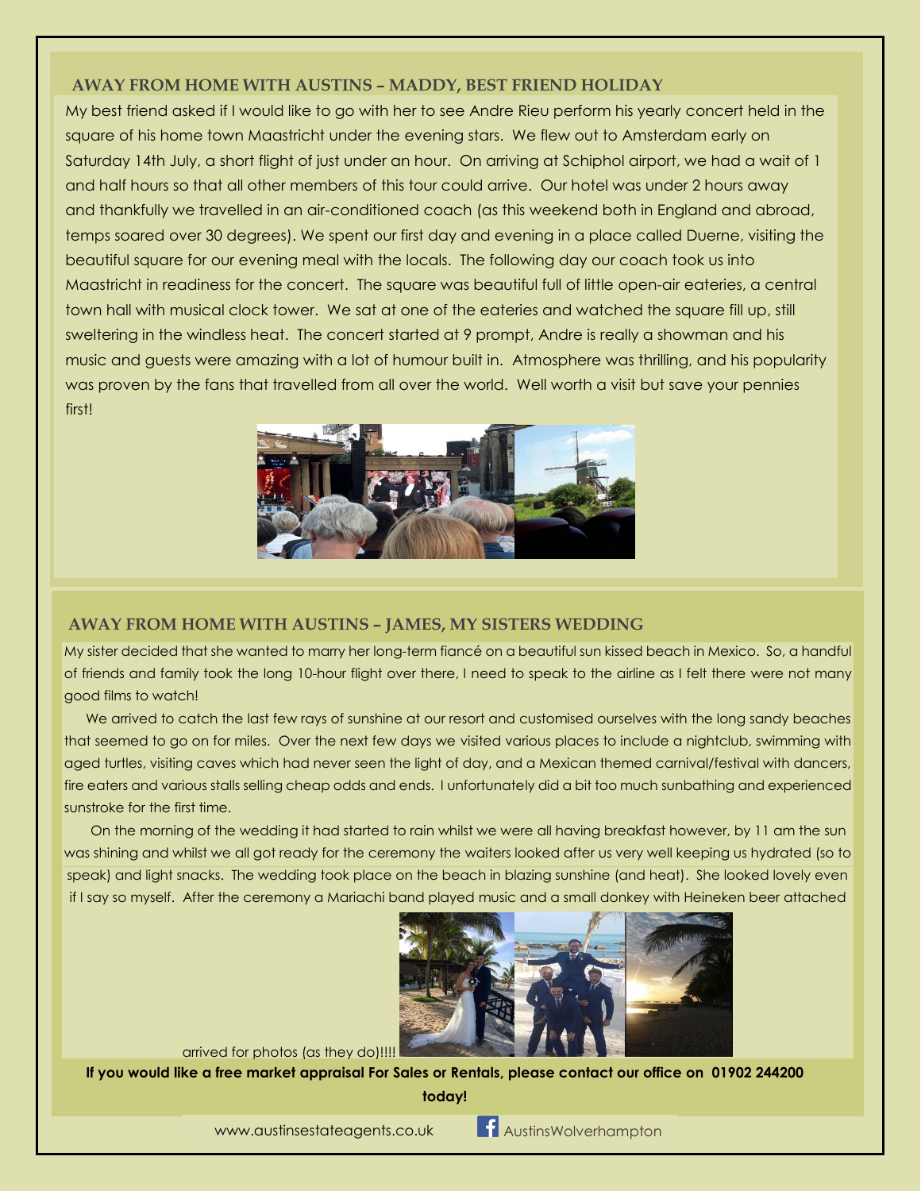## AWAY FROM HOME WITH AUSTINS – MADDY, BEST FRIEND HOLIDAY

My best friend asked if I would like to go with her to see Andre Rieu perform his yearly concert held in the square of his home town Maastricht under the evening stars. We flew out to Amsterdam early on Saturday 14th July, a short flight of just under an hour. On arriving at Schiphol airport, we had a wait of 1 and half hours so that all other members of this tour could arrive. Our hotel was under 2 hours away and thankfully we travelled in an air-conditioned coach (as this weekend both in England and abroad, temps soared over 30 degrees). We spent our first day and evening in a place called Duerne, visiting the beautiful square for our evening meal with the locals. The following day our coach took us into Maastricht in readiness for the concert. The square was beautiful full of little open-air eateries, a central town hall with musical clock tower. We sat at one of the eateries and watched the square fill up, still sweltering in the windless heat. The concert started at 9 prompt, Andre is really a showman and his music and guests were amazing with a lot of humour built in. Atmosphere was thrilling, and his popularity was proven by the fans that travelled from all over the world. Well worth a visit but save your pennies first!

## AWAY FROM HOME WITH AUSTINS – JAMES, MY SISTERS WEDDING

My sister decided that she wanted to marry her long-term fiancé on a beautiful sun kissed beach in Mexico. So, a handful of friends and family took the long 10-hour flight over there, I need to speak to the airline as I felt there were not many good films to watch!

We arrived to catch the last few rays of sunshine at our resort and customised ourselves with the long sandy beaches that seemed to go on for miles. Over the next few days we visited various places to include a nightclub, swimming with aged turtles, visiting caves which had never seen the light of day, and a Mexican themed carnival/festival with dancers, fire eaters and various stalls selling cheap odds and ends. I unfortunately did a bit too much sunbathing and experienced sunstroke for the first time.

On the morning of the wedding it had started to rain whilst we were all having breakfast however, by 11 am the sun was shining and whilst we all got ready for the ceremony the waiters looked after us very well keeping us hydrated (so to speak) and light snacks. The wedding took place on the beach in blazing sunshine (and heat). She looked lovely even if I say so myself. After the ceremony a Mariachi band played music and a small donkey with Heineken beer attached arrived for photos (as they do)!!!!

**If you would like a free market appraisal For Sales or Rentals, please contact our office on 01902 244200 today!**

www.austinsestateagents.co.uk AustinsWolverhampton